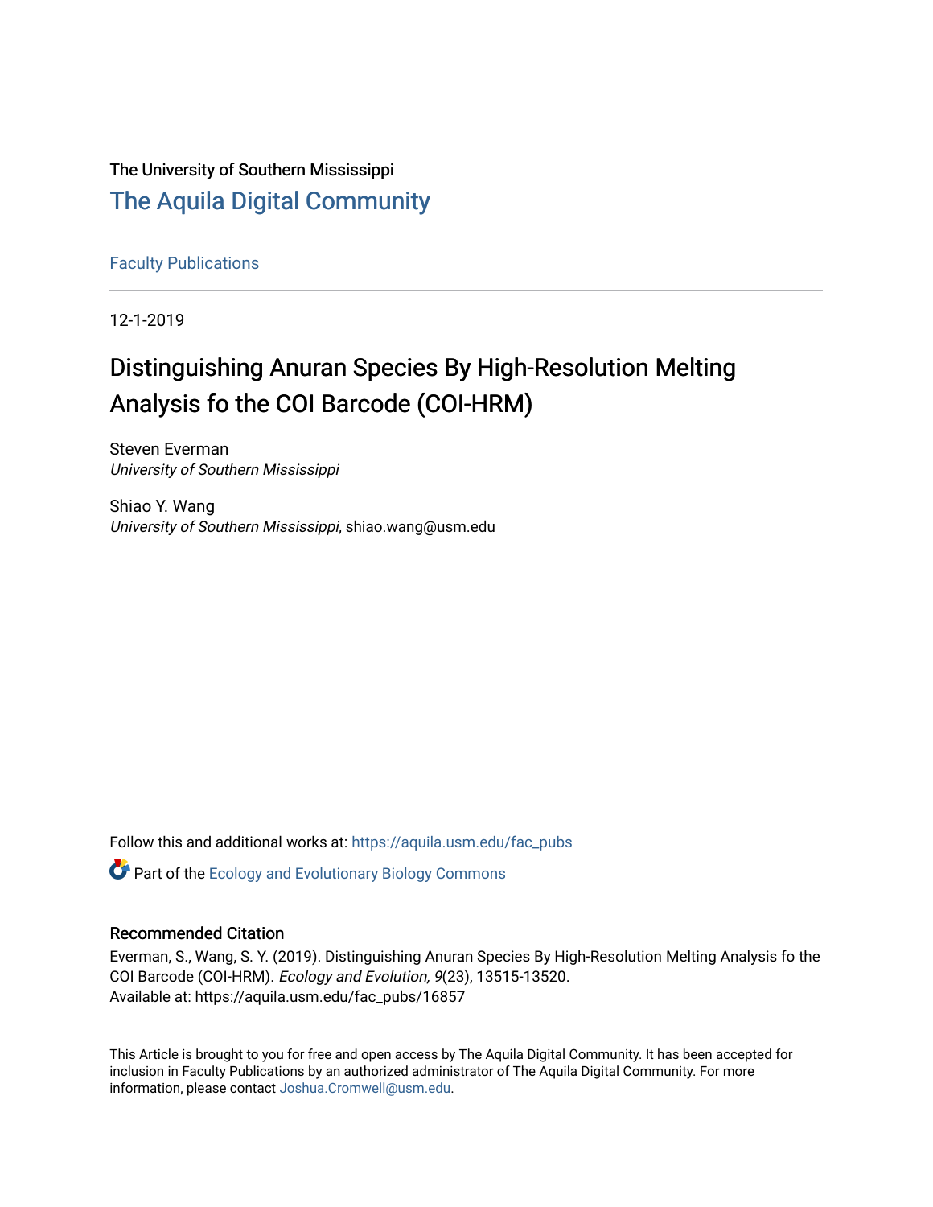The University of Southern Mississippi

# The Aquila Digital Community

Faculty Publications

12-1-2019

## Distinguishing Anuran Species By High-Resolution Melting Analysis fo the COI Barcode (COI-HRM)

Steven Everman
*University of Southern Mississippi*

Shiao Y. Wang
*University of Southern Mississippi*, shiao.wang@usm.edu

Follow this and additional works at: https://aquila.usm.edu/fac_pubs

Part of the Ecology and Evolutionary Biology Commons

### Recommended Citation

Everman, S., Wang, S. Y. (2019). Distinguishing Anuran Species By High-Resolution Melting Analysis fo the COI Barcode (COI-HRM). *Ecology and Evolution, 9*(23), 13515-13520.
Available at: https://aquila.usm.edu/fac_pubs/16857

This Article is brought to you for free and open access by The Aquila Digital Community. It has been accepted for inclusion in Faculty Publications by an authorized administrator of The Aquila Digital Community. For more information, please contact Joshua.Cromwell@usm.edu.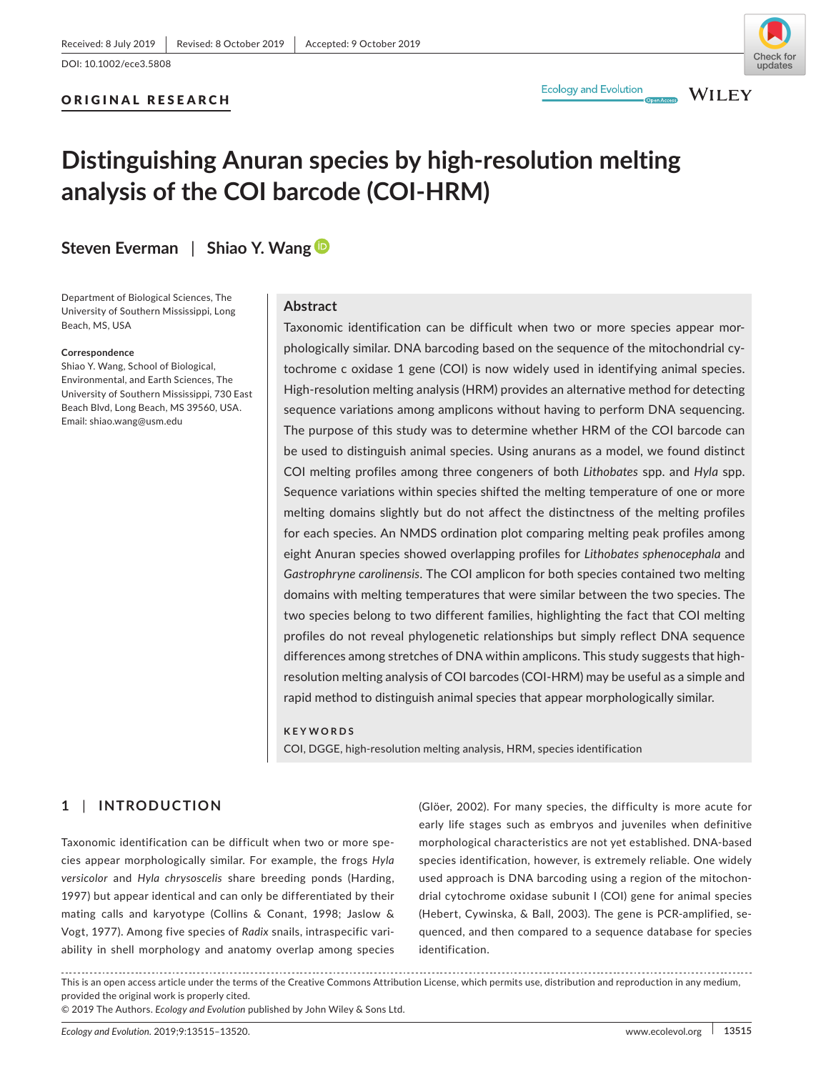Received: 8 July 2019 | Revised: 8 October 2019 | Accepted: 9 October 2019

DOI: 10.1002/ece3.5808

**ORIGINAL RESEARCH**

# Distinguishing Anuran species by high-resolution melting analysis of the COI barcode (COI-HRM)

**Steven Everman | Shiao Y. Wang**

Department of Biological Sciences, The University of Southern Mississippi, Long Beach, MS, USA

**Correspondence**
Shiao Y. Wang, School of Biological, Environmental, and Earth Sciences, The University of Southern Mississippi, 730 East Beach Blvd, Long Beach, MS 39560, USA.
Email: shiao.wang@usm.edu

## Abstract

Taxonomic identification can be difficult when two or more species appear morphologically similar. DNA barcoding based on the sequence of the mitochondrial cytochrome c oxidase 1 gene (COI) is now widely used in identifying animal species. High-resolution melting analysis (HRM) provides an alternative method for detecting sequence variations among amplicons without having to perform DNA sequencing. The purpose of this study was to determine whether HRM of the COI barcode can be used to distinguish animal species. Using anurans as a model, we found distinct COI melting profiles among three congeners of both *Lithobates* spp. and *Hyla* spp. Sequence variations within species shifted the melting temperature of one or more melting domains slightly but do not affect the distinctness of the melting profiles for each species. An NMDS ordination plot comparing melting peak profiles among eight Anuran species showed overlapping profiles for *Lithobates sphenocephala* and *Gastrophryne carolinensis*. The COI amplicon for both species contained two melting domains with melting temperatures that were similar between the two species. The two species belong to two different families, highlighting the fact that COI melting profiles do not reveal phylogenetic relationships but simply reflect DNA sequence differences among stretches of DNA within amplicons. This study suggests that high-resolution melting analysis of COI barcodes (COI-HRM) may be useful as a simple and rapid method to distinguish animal species that appear morphologically similar.

**KEYWORDS**

COI, DGGE, high-resolution melting analysis, HRM, species identification

## 1 | INTRODUCTION

Taxonomic identification can be difficult when two or more species appear morphologically similar. For example, the frogs *Hyla versicolor* and *Hyla chrysoscelis* share breeding ponds (Harding, 1997) but appear identical and can only be differentiated by their mating calls and karyotype (Collins & Conant, 1998; Jaslow & Vogt, 1977). Among five species of *Radix* snails, intraspecific variability in shell morphology and anatomy overlap among species (Glöer, 2002). For many species, the difficulty is more acute for early life stages such as embryos and juveniles when definitive morphological characteristics are not yet established. DNA-based species identification, however, is extremely reliable. One widely used approach is DNA barcoding using a region of the mitochondrial cytochrome oxidase subunit I (COI) gene for animal species (Hebert, Cywinska, & Ball, 2003). The gene is PCR-amplified, sequenced, and then compared to a sequence database for species identification.

This is an open access article under the terms of the Creative Commons Attribution License, which permits use, distribution and reproduction in any medium, provided the original work is properly cited.
© 2019 The Authors. *Ecology and Evolution* published by John Wiley & Sons Ltd.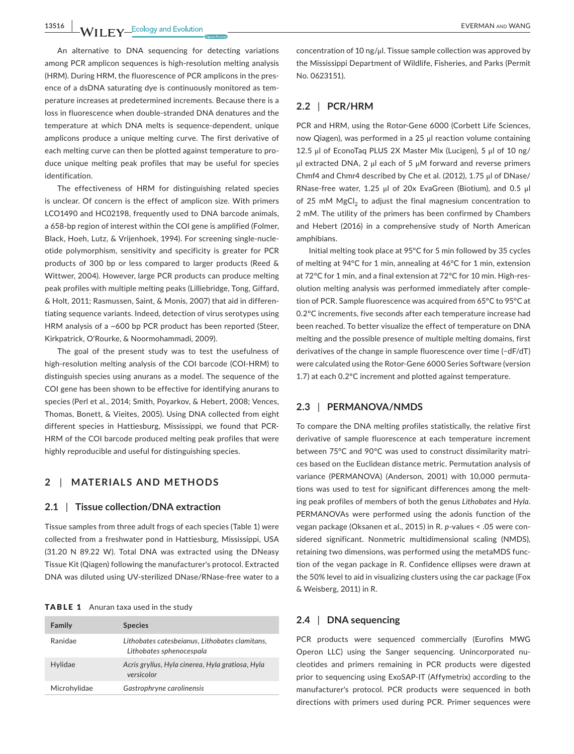An alternative to DNA sequencing for detecting variations among PCR amplicon sequences is high-resolution melting analysis (HRM). During HRM, the fluorescence of PCR amplicons in the presence of a dsDNA saturating dye is continuously monitored as temperature increases at predetermined increments. Because there is a loss in fluorescence when double-stranded DNA denatures and the temperature at which DNA melts is sequence-dependent, unique amplicons produce a unique melting curve. The first derivative of each melting curve can then be plotted against temperature to produce unique melting peak profiles that may be useful for species identification.

The effectiveness of HRM for distinguishing related species is unclear. Of concern is the effect of amplicon size. With primers LCO1490 and HC02198, frequently used to DNA barcode animals, a 658-bp region of interest within the COI gene is amplified (Folmer, Black, Hoeh, Lutz, & Vrijenhoek, 1994). For screening single-nucleotide polymorphism, sensitivity and specificity is greater for PCR products of 300 bp or less compared to larger products (Reed & Wittwer, 2004). However, large PCR products can produce melting peak profiles with multiple melting peaks (Lilliebridge, Tong, Giffard, & Holt, 2011; Rasmussen, Saint, & Monis, 2007) that aid in differentiating sequence variants. Indeed, detection of virus serotypes using HRM analysis of a ~600 bp PCR product has been reported (Steer, Kirkpatrick, O'Rourke, & Noormohammadi, 2009).

The goal of the present study was to test the usefulness of high-resolution melting analysis of the COI barcode (COI-HRM) to distinguish species using anurans as a model. The sequence of the COI gene has been shown to be effective for identifying anurans to species (Perl et al., 2014; Smith, Poyarkov, & Hebert, 2008; Vences, Thomas, Bonett, & Vieites, 2005). Using DNA collected from eight different species in Hattiesburg, Mississippi, we found that PCR-HRM of the COI barcode produced melting peak profiles that were highly reproducible and useful for distinguishing species.

## 2 | MATERIALS AND METHODS

### 2.1 | Tissue collection/DNA extraction

Tissue samples from three adult frogs of each species (Table 1) were collected from a freshwater pond in Hattiesburg, Mississippi, USA (31.20 N 89.22 W). Total DNA was extracted using the DNeasy Tissue Kit (Qiagen) following the manufacturer's protocol. Extracted DNA was diluted using UV-sterilized DNase/RNase-free water to a concentration of 10 ng/μl. Tissue sample collection was approved by the Mississippi Department of Wildlife, Fisheries, and Parks (Permit No. 0623151).

**TABLE 1** Anuran taxa used in the study

| Family | Species |
|---|---|
| Ranidae | *Lithobates catesbeianus*, *Lithobates clamitans*, *Lithobates sphenocespala* |
| Hylidae | *Acris gryllus*, *Hyla cinerea*, *Hyla gratiosa*, *Hyla versicolor* |
| Microhylidae | *Gastrophryne carolinensis* |

### 2.2 | PCR/HRM

PCR and HRM, using the Rotor-Gene 6000 (Corbett Life Sciences, now Qiagen), was performed in a 25 μl reaction volume containing 12.5 μl of EconoTaq PLUS 2X Master Mix (Lucigen), 5 μl of 10 ng/μl extracted DNA, 2 μl each of 5 μM forward and reverse primers Chmf4 and Chmr4 described by Che et al. (2012), 1.75 μl of DNase/RNase-free water, 1.25 μl of 20x EvaGreen (Biotium), and 0.5 μl of 25 mM $MgCl_2$ to adjust the final magnesium concentration to 2 mM. The utility of the primers has been confirmed by Chambers and Hebert (2016) in a comprehensive study of North American amphibians.

Initial melting took place at 95°C for 5 min followed by 35 cycles of melting at 94°C for 1 min, annealing at 46°C for 1 min, extension at 72°C for 1 min, and a final extension at 72°C for 10 min. High-resolution melting analysis was performed immediately after completion of PCR. Sample fluorescence was acquired from 65°C to 95°C at 0.2°C increments, five seconds after each temperature increase had been reached. To better visualize the effect of temperature on DNA melting and the possible presence of multiple melting domains, first derivatives of the change in sample fluorescence over time (−dF/dT) were calculated using the Rotor-Gene 6000 Series Software (version 1.7) at each 0.2°C increment and plotted against temperature.

### 2.3 | PERMANOVA/NMDS

To compare the DNA melting profiles statistically, the relative first derivative of sample fluorescence at each temperature increment between 75°C and 90°C was used to construct dissimilarity matrices based on the Euclidean distance metric. Permutation analysis of variance (PERMANOVA) (Anderson, 2001) with 10,000 permutations was used to test for significant differences among the melting peak profiles of members of both the genus *Lithobates* and *Hyla*. PERMANOVAs were performed using the adonis function of the vegan package (Oksanen et al., 2015) in R. $p$-values < .05 were considered significant. Nonmetric multidimensional scaling (NMDS), retaining two dimensions, was performed using the metaMDS function of the vegan package in R. Confidence ellipses were drawn at the 50% level to aid in visualizing clusters using the car package (Fox & Weisberg, 2011) in R.

### 2.4 | DNA sequencing

PCR products were sequenced commercially (Eurofins MWG Operon LLC) using the Sanger sequencing. Unincorporated nucleotides and primers remaining in PCR products were digested prior to sequencing using ExoSAP-IT (Affymetrix) according to the manufacturer's protocol. PCR products were sequenced in both directions with primers used during PCR. Primer sequences were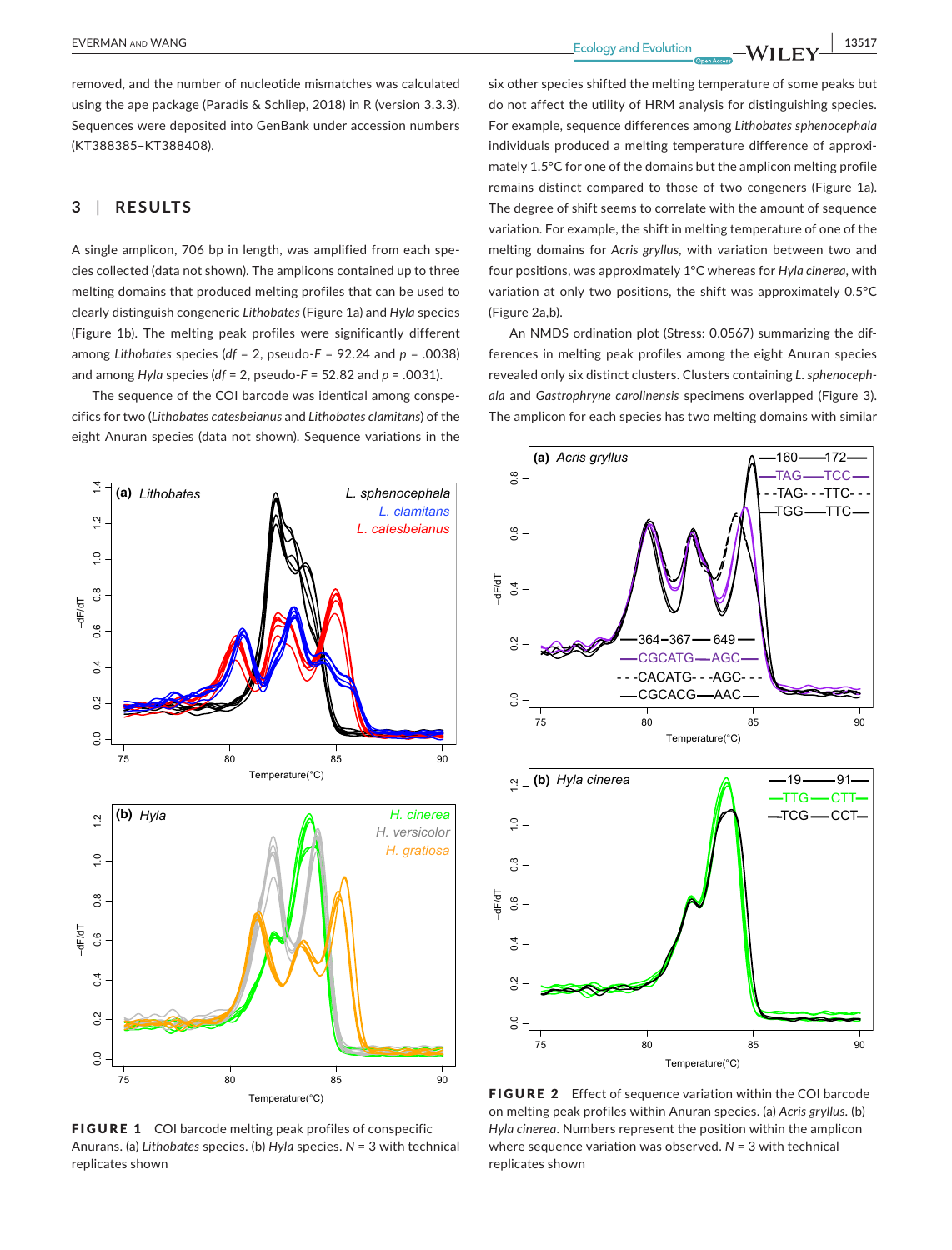removed, and the number of nucleotide mismatches was calculated using the ape package (Paradis & Schliep, 2018) in R (version 3.3.3). Sequences were deposited into GenBank under accession numbers (KT388385–KT388408).

## 3 | RESULTS

A single amplicon, 706 bp in length, was amplified from each species collected (data not shown). The amplicons contained up to three melting domains that produced melting profiles that can be used to clearly distinguish congeneric *Lithobates* (Figure 1a) and *Hyla* species (Figure 1b). The melting peak profiles were significantly different among *Lithobates* species ($df = 2$, pseudo-$F = 92.24$ and $p = .0038$) and among *Hyla* species ($df = 2$, pseudo-$F = 52.82$ and $p = .0031$).

The sequence of the COI barcode was identical among conspecifics for two (*Lithobates catesbeianus* and *Lithobates clamitans*) of the eight Anuran species (data not shown). Sequence variations in the six other species shifted the melting temperature of some peaks but do not affect the utility of HRM analysis for distinguishing species. For example, sequence differences among *Lithobates sphenocephala* individuals produced a melting temperature difference of approximately 1.5°C for one of the domains but the amplicon melting profile remains distinct compared to those of two congeners (Figure 1a). The degree of shift seems to correlate with the amount of sequence variation. For example, the shift in melting temperature of one of the melting domains for *Acris gryllus*, with variation between two and four positions, was approximately 1°C whereas for *Hyla cinerea*, with variation at only two positions, the shift was approximately 0.5°C (Figure 2a,b).

An NMDS ordination plot (Stress: 0.0567) summarizing the differences in melting peak profiles among the eight Anuran species revealed only six distinct clusters. Clusters containing *L. sphenocephala* and *Gastrophryne carolinensis* specimens overlapped (Figure 3). The amplicon for each species has two melting domains with similar

**FIGURE 1** COI barcode melting peak profiles of conspecific Anurans. (a) *Lithobates* species. (b) *Hyla* species. N = 3 with technical replicates shown

**FIGURE 2** Effect of sequence variation within the COI barcode on melting peak profiles within Anuran species. (a) *Acris gryllus*. (b) *Hyla cinerea*. Numbers represent the position within the amplicon where sequence variation was observed. N = 3 with technical replicates shown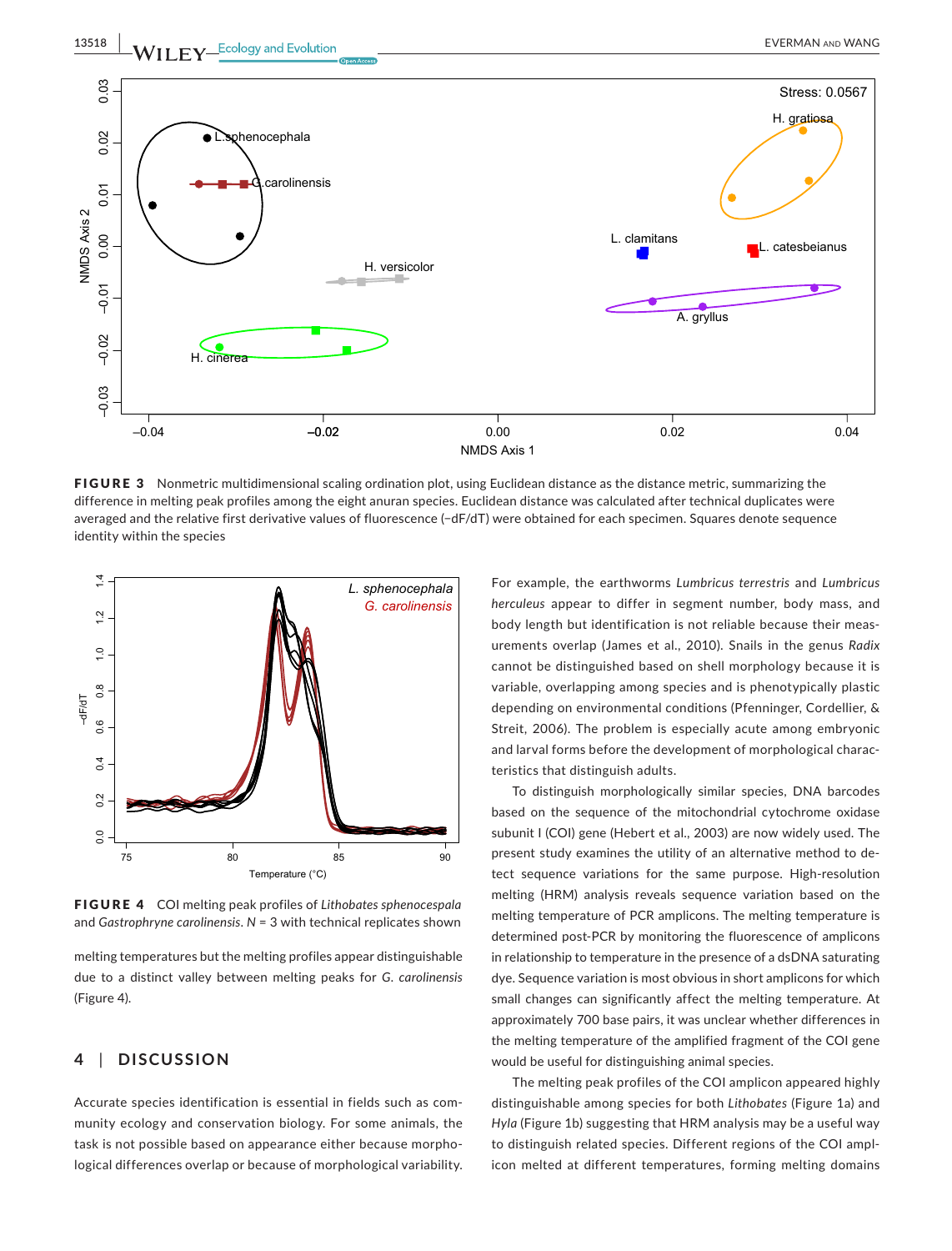**FIGURE 3** Nonmetric multidimensional scaling ordination plot, using Euclidean distance as the distance metric, summarizing the difference in melting peak profiles among the eight anuran species. Euclidean distance was calculated after technical duplicates were averaged and the relative first derivative values of fluorescence (−dF/dT) were obtained for each specimen. Squares denote sequence identity within the species

**FIGURE 4** COI melting peak profiles of *Lithobates sphenocespala* and *Gastrophryne carolinensis*. *N* = 3 with technical replicates shown

melting temperatures but the melting profiles appear distinguishable due to a distinct valley between melting peaks for *G. carolinensis* (Figure 4).

## 4 | DISCUSSION

Accurate species identification is essential in fields such as community ecology and conservation biology. For some animals, the task is not possible based on appearance either because morphological differences overlap or because of morphological variability. For example, the earthworms *Lumbricus terrestris* and *Lumbricus herculeus* appear to differ in segment number, body mass, and body length but identification is not reliable because their measurements overlap (James et al., 2010). Snails in the genus *Radix* cannot be distinguished based on shell morphology because it is variable, overlapping among species and is phenotypically plastic depending on environmental conditions (Pfenninger, Cordellier, & Streit, 2006). The problem is especially acute among embryonic and larval forms before the development of morphological characteristics that distinguish adults.

To distinguish morphologically similar species, DNA barcodes based on the sequence of the mitochondrial cytochrome oxidase subunit I (COI) gene (Hebert et al., 2003) are now widely used. The present study examines the utility of an alternative method to detect sequence variations for the same purpose. High-resolution melting (HRM) analysis reveals sequence variation based on the melting temperature of PCR amplicons. The melting temperature is determined post-PCR by monitoring the fluorescence of amplicons in relationship to temperature in the presence of a dsDNA saturating dye. Sequence variation is most obvious in short amplicons for which small changes can significantly affect the melting temperature. At approximately 700 base pairs, it was unclear whether differences in the melting temperature of the amplified fragment of the COI gene would be useful for distinguishing animal species.

The melting peak profiles of the COI amplicon appeared highly distinguishable among species for both *Lithobates* (Figure 1a) and *Hyla* (Figure 1b) suggesting that HRM analysis may be a useful way to distinguish related species. Different regions of the COI amplicon melted at different temperatures, forming melting domains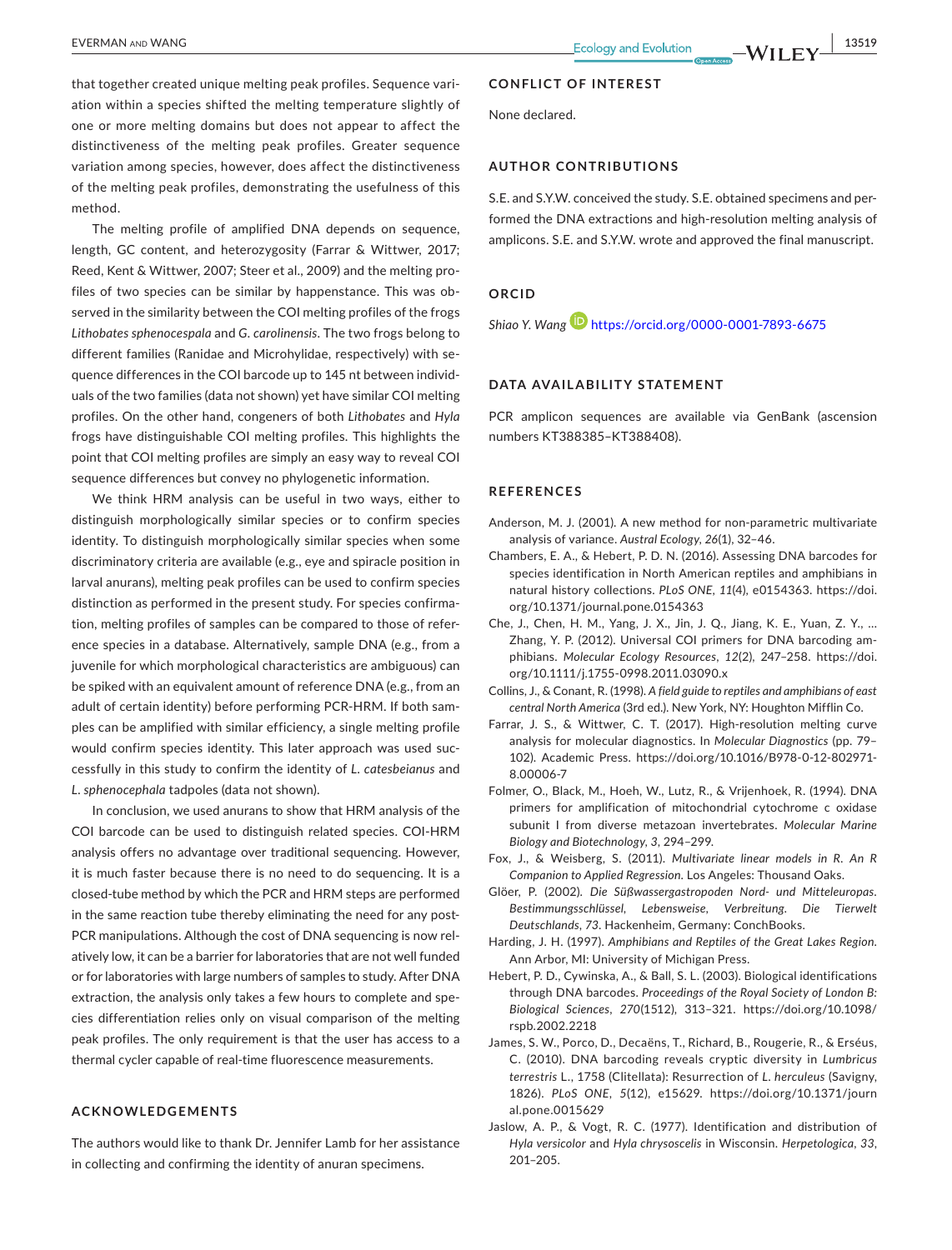that together created unique melting peak profiles. Sequence variation within a species shifted the melting temperature slightly of one or more melting domains but does not appear to affect the distinctiveness of the melting peak profiles. Greater sequence variation among species, however, does affect the distinctiveness of the melting peak profiles, demonstrating the usefulness of this method.

The melting profile of amplified DNA depends on sequence, length, GC content, and heterozygosity (Farrar & Wittwer, 2017; Reed, Kent & Wittwer, 2007; Steer et al., 2009) and the melting profiles of two species can be similar by happenstance. This was observed in the similarity between the COI melting profiles of the frogs *Lithobates sphenocespala* and *G. carolinensis*. The two frogs belong to different families (Ranidae and Microhylidae, respectively) with sequence differences in the COI barcode up to 145 nt between individuals of the two families (data not shown) yet have similar COI melting profiles. On the other hand, congeners of both *Lithobates* and *Hyla* frogs have distinguishable COI melting profiles. This highlights the point that COI melting profiles are simply an easy way to reveal COI sequence differences but convey no phylogenetic information.

We think HRM analysis can be useful in two ways, either to distinguish morphologically similar species or to confirm species identity. To distinguish morphologically similar species when some discriminatory criteria are available (e.g., eye and spiracle position in larval anurans), melting peak profiles can be used to confirm species distinction as performed in the present study. For species confirmation, melting profiles of samples can be compared to those of reference species in a database. Alternatively, sample DNA (e.g., from a juvenile for which morphological characteristics are ambiguous) can be spiked with an equivalent amount of reference DNA (e.g., from an adult of certain identity) before performing PCR-HRM. If both samples can be amplified with similar efficiency, a single melting profile would confirm species identity. This later approach was used successfully in this study to confirm the identity of *L. catesbeianus* and *L. sphenocephala* tadpoles (data not shown).

In conclusion, we used anurans to show that HRM analysis of the COI barcode can be used to distinguish related species. COI-HRM analysis offers no advantage over traditional sequencing. However, it is much faster because there is no need to do sequencing. It is a closed-tube method by which the PCR and HRM steps are performed in the same reaction tube thereby eliminating the need for any post-PCR manipulations. Although the cost of DNA sequencing is now relatively low, it can be a barrier for laboratories that are not well funded or for laboratories with large numbers of samples to study. After DNA extraction, the analysis only takes a few hours to complete and species differentiation relies only on visual comparison of the melting peak profiles. The only requirement is that the user has access to a thermal cycler capable of real-time fluorescence measurements.

## ACKNOWLEDGEMENTS

The authors would like to thank Dr. Jennifer Lamb for her assistance in collecting and confirming the identity of anuran specimens.

## CONFLICT OF INTEREST

None declared.

## AUTHOR CONTRIBUTIONS

S.E. and S.Y.W. conceived the study. S.E. obtained specimens and performed the DNA extractions and high-resolution melting analysis of amplicons. S.E. and S.Y.W. wrote and approved the final manuscript.

## ORCID

*Shiao Y. Wang* https://orcid.org/0000-0001-7893-6675

## DATA AVAILABILITY STATEMENT

PCR amplicon sequences are available via GenBank (ascension numbers KT388385–KT388408).

## REFERENCES

Anderson, M. J. (2001). A new method for non-parametric multivariate analysis of variance. *Austral Ecology*, *26*(1), 32–46.

Chambers, E. A., & Hebert, P. D. N. (2016). Assessing DNA barcodes for species identification in North American reptiles and amphibians in natural history collections. *PLoS ONE*, *11*(4), e0154363. https://doi.org/10.1371/journal.pone.0154363

Che, J., Chen, H. M., Yang, J. X., Jin, J. Q., Jiang, K. E., Yuan, Z. Y., … Zhang, Y. P. (2012). Universal COI primers for DNA barcoding amphibians. *Molecular Ecology Resources*, *12*(2), 247–258. https://doi.org/10.1111/j.1755-0998.2011.03090.x

Collins, J., & Conant, R. (1998). *A field guide to reptiles and amphibians of east central North America* (3rd ed.). New York, NY: Houghton Mifflin Co.

Farrar, J. S., & Wittwer, C. T. (2017). High-resolution melting curve analysis for molecular diagnostics. In *Molecular Diagnostics* (pp. 79–102). Academic Press. https://doi.org/10.1016/B978-0-12-802971-8.00006-7

Folmer, O., Black, M., Hoeh, W., Lutz, R., & Vrijenhoek, R. (1994). DNA primers for amplification of mitochondrial cytochrome c oxidase subunit I from diverse metazoan invertebrates. *Molecular Marine Biology and Biotechnology*, *3*, 294–299.

Fox, J., & Weisberg, S. (2011). *Multivariate linear models in R. An R Companion to Applied Regression.* Los Angeles: Thousand Oaks.

Glöer, P. (2002). *Die Süßwassergastropoden Nord- und Mitteleuropas. Bestimmungsschlüssel, Lebensweise, Verbreitung. Die Tierwelt Deutschlands*, *73*. Hackenheim, Germany: ConchBooks.

Harding, J. H. (1997). *Amphibians and Reptiles of the Great Lakes Region.* Ann Arbor, MI: University of Michigan Press.

Hebert, P. D., Cywinska, A., & Ball, S. L. (2003). Biological identifications through DNA barcodes. *Proceedings of the Royal Society of London B: Biological Sciences*, *270*(1512), 313–321. https://doi.org/10.1098/rspb.2002.2218

James, S. W., Porco, D., Decaëns, T., Richard, B., Rougerie, R., & Erséus, C. (2010). DNA barcoding reveals cryptic diversity in *Lumbricus terrestris* L., 1758 (Clitellata): Resurrection of *L. herculeus* (Savigny, 1826). *PLoS ONE*, *5*(12), e15629. https://doi.org/10.1371/journal.pone.0015629

Jaslow, A. P., & Vogt, R. C. (1977). Identification and distribution of *Hyla versicolor* and *Hyla chrysoscelis* in Wisconsin. *Herpetologica*, *33*, 201–205.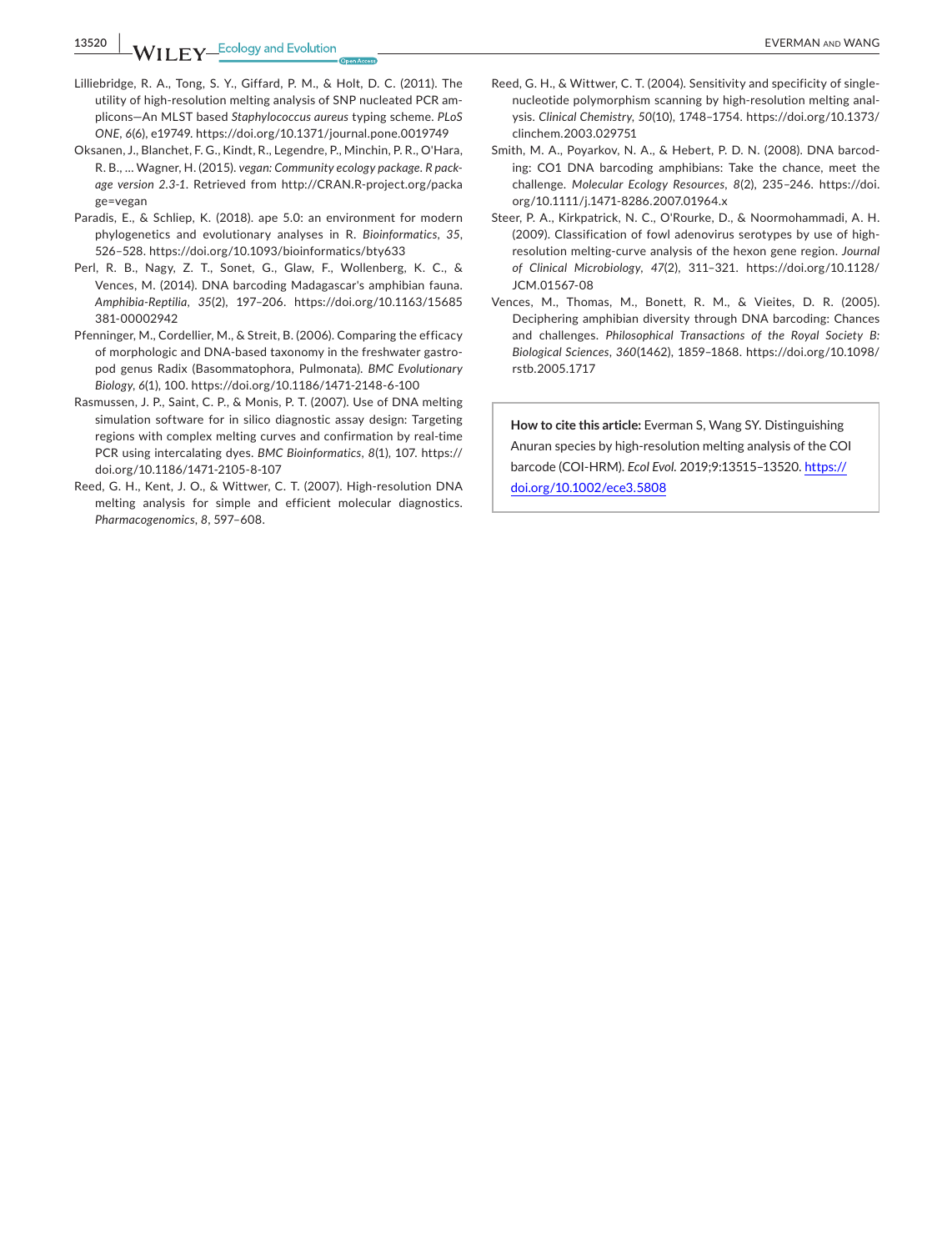Lilliebridge, R. A., Tong, S. Y., Giffard, P. M., & Holt, D. C. (2011). The utility of high-resolution melting analysis of SNP nucleated PCR amplicons—An MLST based *Staphylococcus aureus* typing scheme. *PLoS ONE*, *6*(6), e19749. https://doi.org/10.1371/journal.pone.0019749

Oksanen, J., Blanchet, F. G., Kindt, R., Legendre, P., Minchin, P. R., O'Hara, R. B., … Wagner, H. (2015). *vegan: Community ecology package. R package version 2.3-1*. Retrieved from http://CRAN.R-project.org/package=vegan

Paradis, E., & Schliep, K. (2018). ape 5.0: an environment for modern phylogenetics and evolutionary analyses in R. *Bioinformatics*, *35*, 526–528. https://doi.org/10.1093/bioinformatics/bty633

Perl, R. B., Nagy, Z. T., Sonet, G., Glaw, F., Wollenberg, K. C., & Vences, M. (2014). DNA barcoding Madagascar's amphibian fauna. *Amphibia-Reptilia*, *35*(2), 197–206. https://doi.org/10.1163/15685381-00002942

Pfenninger, M., Cordellier, M., & Streit, B. (2006). Comparing the efficacy of morphologic and DNA-based taxonomy in the freshwater gastropod genus Radix (Basommatophora, Pulmonata). *BMC Evolutionary Biology*, *6*(1), 100. https://doi.org/10.1186/1471-2148-6-100

Rasmussen, J. P., Saint, C. P., & Monis, P. T. (2007). Use of DNA melting simulation software for in silico diagnostic assay design: Targeting regions with complex melting curves and confirmation by real-time PCR using intercalating dyes. *BMC Bioinformatics*, *8*(1), 107. https://doi.org/10.1186/1471-2105-8-107

Reed, G. H., Kent, J. O., & Wittwer, C. T. (2007). High-resolution DNA melting analysis for simple and efficient molecular diagnostics. *Pharmacogenomics*, *8*, 597–608.

Reed, G. H., & Wittwer, C. T. (2004). Sensitivity and specificity of single-nucleotide polymorphism scanning by high-resolution melting analysis. *Clinical Chemistry*, *50*(10), 1748–1754. https://doi.org/10.1373/clinchem.2003.029751

Smith, M. A., Poyarkov, N. A., & Hebert, P. D. N. (2008). DNA barcoding: CO1 DNA barcoding amphibians: Take the chance, meet the challenge. *Molecular Ecology Resources*, *8*(2), 235–246. https://doi.org/10.1111/j.1471-8286.2007.01964.x

Steer, P. A., Kirkpatrick, N. C., O'Rourke, D., & Noormohammadi, A. H. (2009). Classification of fowl adenovirus serotypes by use of high-resolution melting-curve analysis of the hexon gene region. *Journal of Clinical Microbiology*, *47*(2), 311–321. https://doi.org/10.1128/JCM.01567-08

Vences, M., Thomas, M., Bonett, R. M., & Vieites, D. R. (2005). Deciphering amphibian diversity through DNA barcoding: Chances and challenges. *Philosophical Transactions of the Royal Society B: Biological Sciences*, *360*(1462), 1859–1868. https://doi.org/10.1098/rstb.2005.1717

**How to cite this article:** Everman S, Wang SY. Distinguishing Anuran species by high-resolution melting analysis of the COI barcode (COI-HRM). *Ecol Evol*. 2019;9:13515–13520. https://doi.org/10.1002/ece3.5808